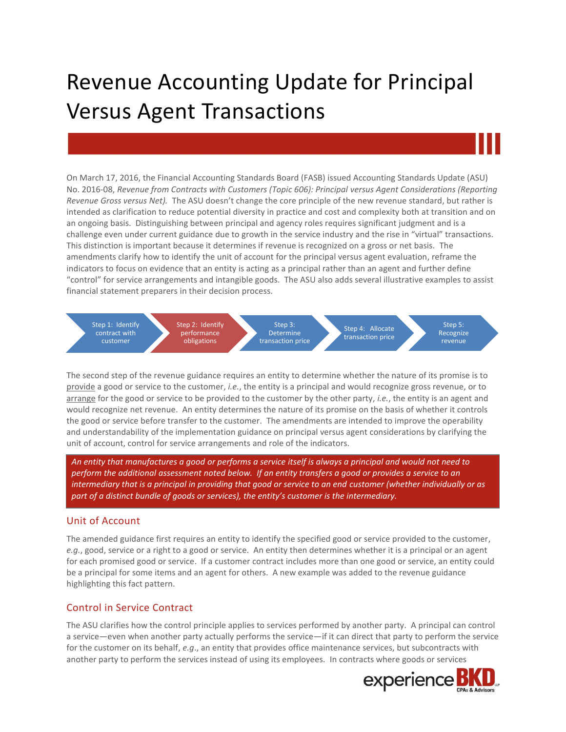# Revenue Accounting Update for Principal Versus Agent Transactions

On March 17, 2016, the Financial Accounting Standards Board (FASB) issued Accounting Standards Update (ASU) No. 2016-08, *Revenue from Contracts with Customers (Topic 606): Principal versus Agent Considerations (Reporting Revenue Gross versus Net).* The ASU doesn't change the core principle of the new revenue standard, but rather is intended as clarification to reduce potential diversity in practice and cost and complexity both at transition and on an ongoing basis. Distinguishing between principal and agency roles requires significant judgment and is a challenge even under current guidance due to growth in the service industry and the rise in "virtual" transactions. This distinction is important because it determines if revenue is recognized on a gross or net basis. The amendments clarify how to identify the unit of account for the principal versus agent evaluation, reframe the indicators to focus on evidence that an entity is acting as a principal rather than an agent and further define "control" for service arrangements and intangible goods. The ASU also adds several illustrative examples to assist financial statement preparers in their decision process.

Step 1: Identify contract with customer → Step 2: Identify performance obligations → Step 3: Determine transaction price → Step 4: Allocate transaction price → Step 5: Recognize revenue

The second step of the revenue guidance requires an entity to determine whether the nature of its promise is to provide a good or service to the customer, *i.e.*, the entity is a principal and would recognize gross revenue, or to arrange for the good or service to be provided to the customer by the other party, *i.e.*, the entity is an agent and would recognize net revenue. An entity determines the nature of its promise on the basis of whether it controls the good or service before transfer to the customer. The amendments are intended to improve the operability and understandability of the implementation guidance on principal versus agent considerations by clarifying the unit of account, control for service arrangements and role of the indicators.

*An entity that manufactures a good or performs a service itself is always a principal and would not need to perform the additional assessment noted below. If an entity transfers a good or provides a service to an intermediary that is a principal in providing that good or service to an end customer (whether individually or as part of a distinct bundle of goods or services), the entity's customer is the intermediary.*

## Unit of Account

The amended guidance first requires an entity to identify the specified good or service provided to the customer, *e.g.*, good, service or a right to a good or service. An entity then determines whether it is a principal or an agent for each promised good or service. If a customer contract includes more than one good or service, an entity could be a principal for some items and an agent for others. A new example was added to the revenue guidance highlighting this fact pattern.

## Control in Service Contract

The ASU clarifies how the control principle applies to services performed by another party. A principal can control a service—even when another party actually performs the service—if it can direct that party to perform the service for the customer on its behalf, *e.g.*, an entity that provides office maintenance services, but subcontracts with another party to perform the services instead of using its employees. In contracts where goods or services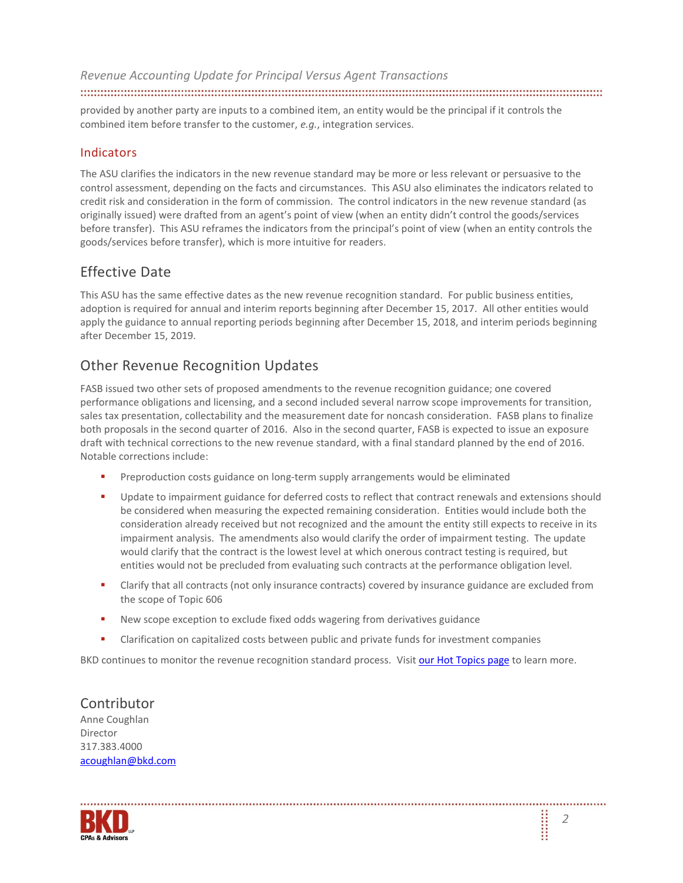provided by another party are inputs to a combined item, an entity would be the principal if it controls the combined item before transfer to the customer, *e.g.*, integration services.

### Indicators

The ASU clarifies the indicators in the new revenue standard may be more or less relevant or persuasive to the control assessment, depending on the facts and circumstances. This ASU also eliminates the indicators related to credit risk and consideration in the form of commission. The control indicators in the new revenue standard (as originally issued) were drafted from an agent's point of view (when an entity didn't control the goods/services before transfer). This ASU reframes the indicators from the principal's point of view (when an entity controls the goods/services before transfer), which is more intuitive for readers.

## Effective Date

This ASU has the same effective dates as the new revenue recognition standard. For public business entities, adoption is required for annual and interim reports beginning after December 15, 2017. All other entities would apply the guidance to annual reporting periods beginning after December 15, 2018, and interim periods beginning after December 15, 2019.

## Other Revenue Recognition Updates

FASB issued two other sets of proposed amendments to the revenue recognition guidance; one covered performance obligations and licensing, and a second included several narrow scope improvements for transition, sales tax presentation, collectability and the measurement date for noncash consideration. FASB plans to finalize both proposals in the second quarter of 2016. Also in the second quarter, FASB is expected to issue an exposure draft with technical corrections to the new revenue standard, with a final standard planned by the end of 2016. Notable corrections include:

- Preproduction costs guidance on long-term supply arrangements would be eliminated
- Update to impairment guidance for deferred costs to reflect that contract renewals and extensions should be considered when measuring the expected remaining consideration. Entities would include both the consideration already received but not recognized and the amount the entity still expects to receive in its impairment analysis. The amendments also would clarify the order of impairment testing. The update would clarify that the contract is the lowest level at which onerous contract testing is required, but entities would not be precluded from evaluating such contracts at the performance obligation level.
- Clarify that all contracts (not only insurance contracts) covered by insurance guidance are excluded from the scope of Topic 606
- New scope exception to exclude fixed odds wagering from derivatives guidance
- Clarification on capitalized costs between public and private funds for investment companies

BKD continues to monitor the revenue recognition standard process. Visit our Hot Topics page to learn more.

## Contributor

Anne Coughlan
Director
317.383.4000
acoughlan@bkd.com